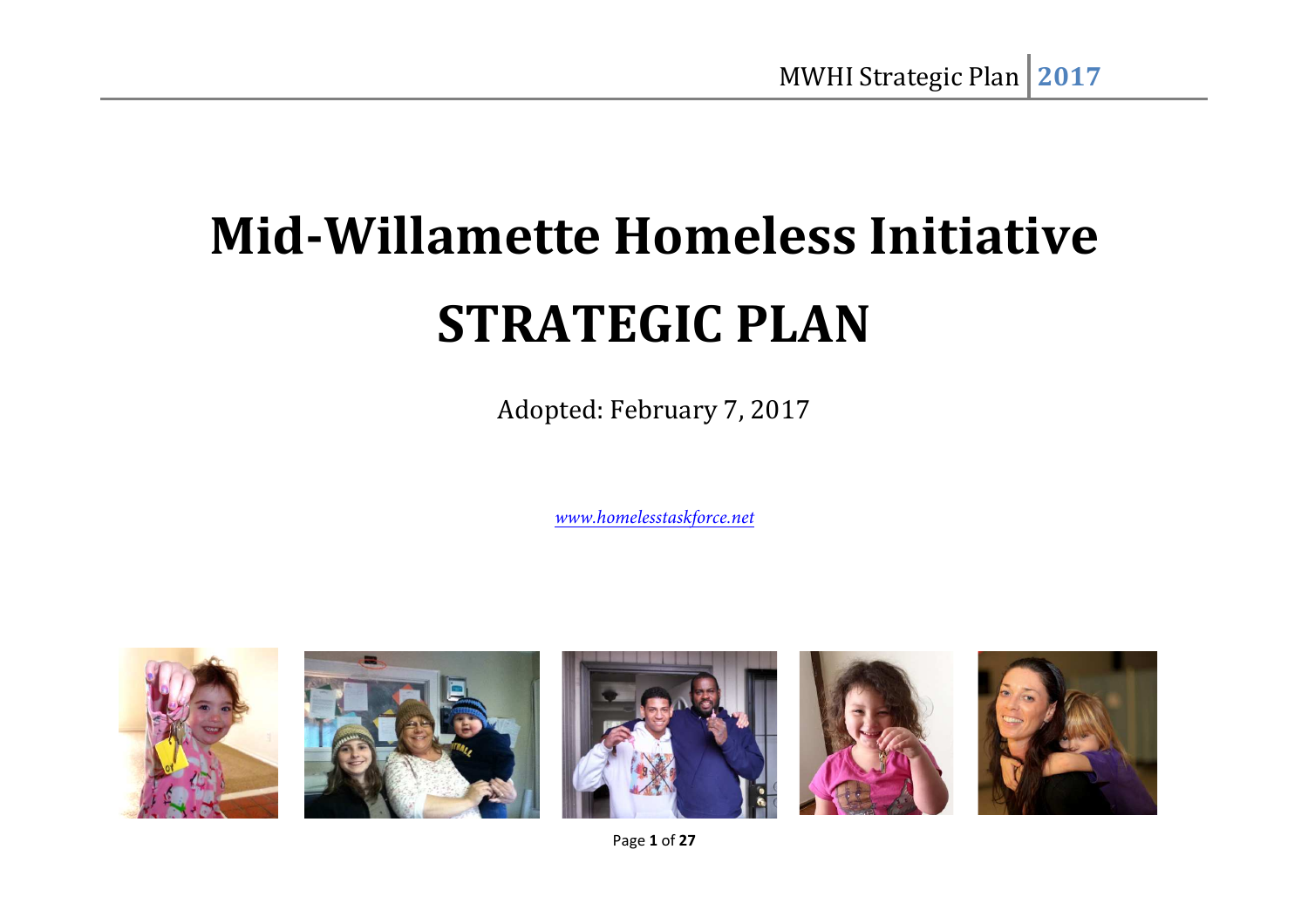# Mid-Willamette Homeless Initiative

# STRATEGIC PLAN

Adopted: February 7, 2017

*www.homelesstaskforce.net*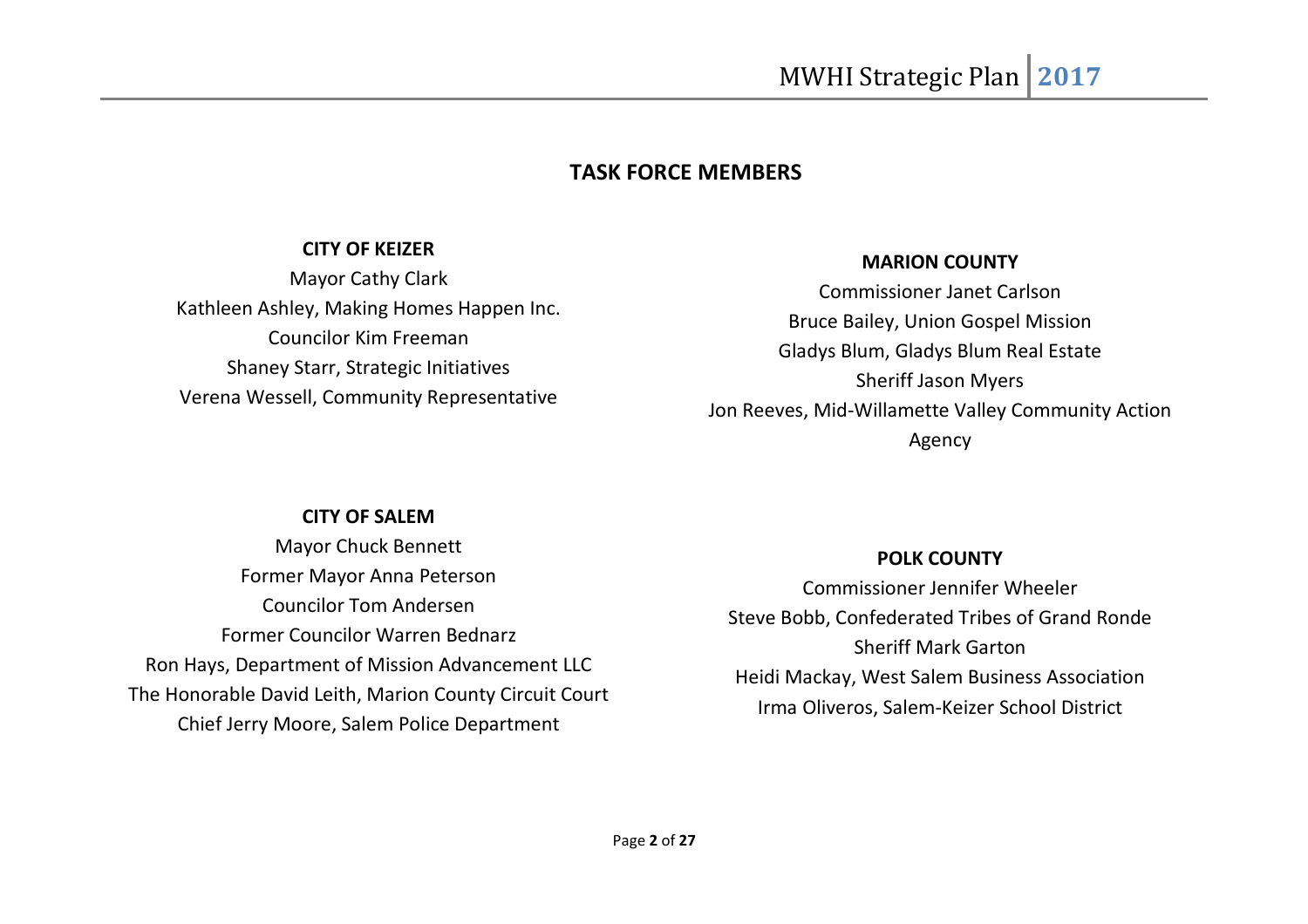## TASK FORCE MEMBERS

**CITY OF KEIZER**

Mayor Cathy Clark
Kathleen Ashley, Making Homes Happen Inc.
Councilor Kim Freeman
Shaney Starr, Strategic Initiatives
Verena Wessell, Community Representative

**MARION COUNTY**

Commissioner Janet Carlson
Bruce Bailey, Union Gospel Mission
Gladys Blum, Gladys Blum Real Estate
Sheriff Jason Myers
Jon Reeves, Mid-Willamette Valley Community Action Agency

**CITY OF SALEM**

Mayor Chuck Bennett
Former Mayor Anna Peterson
Councilor Tom Andersen
Former Councilor Warren Bednarz
Ron Hays, Department of Mission Advancement LLC
The Honorable David Leith, Marion County Circuit Court
Chief Jerry Moore, Salem Police Department

**POLK COUNTY**

Commissioner Jennifer Wheeler
Steve Bobb, Confederated Tribes of Grand Ronde
Sheriff Mark Garton
Heidi Mackay, West Salem Business Association
Irma Oliveros, Salem-Keizer School District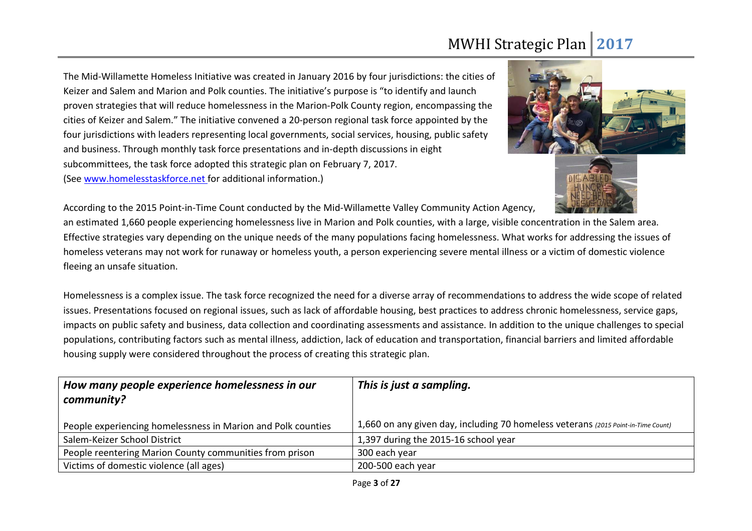The Mid-Willamette Homeless Initiative was created in January 2016 by four jurisdictions: the cities of Keizer and Salem and Marion and Polk counties. The initiative's purpose is "to identify and launch proven strategies that will reduce homelessness in the Marion-Polk County region, encompassing the cities of Keizer and Salem." The initiative convened a 20-person regional task force appointed by the four jurisdictions with leaders representing local governments, social services, housing, public safety and business. Through monthly task force presentations and in-depth discussions in eight subcommittees, the task force adopted this strategic plan on February 7, 2017. (See www.homelesstaskforce.net for additional information.)

According to the 2015 Point-in-Time Count conducted by the Mid-Willamette Valley Community Action Agency, an estimated 1,660 people experiencing homelessness live in Marion and Polk counties, with a large, visible concentration in the Salem area. Effective strategies vary depending on the unique needs of the many populations facing homelessness. What works for addressing the issues of homeless veterans may not work for runaway or homeless youth, a person experiencing severe mental illness or a victim of domestic violence fleeing an unsafe situation.

Homelessness is a complex issue. The task force recognized the need for a diverse array of recommendations to address the wide scope of related issues. Presentations focused on regional issues, such as lack of affordable housing, best practices to address chronic homelessness, service gaps, impacts on public safety and business, data collection and coordinating assessments and assistance. In addition to the unique challenges to special populations, contributing factors such as mental illness, addiction, lack of education and transportation, financial barriers and limited affordable housing supply were considered throughout the process of creating this strategic plan.

| ***How many people experience homelessness in our community?*** | ***This is just a sampling.*** |
|---|---|
| People experiencing homelessness in Marion and Polk counties | 1,660 on any given day, including 70 homeless veterans *(2015 Point-in-Time Count)* |
| Salem-Keizer School District | 1,397 during the 2015-16 school year |
| People reentering Marion County communities from prison | 300 each year |
| Victims of domestic violence (all ages) | 200-500 each year |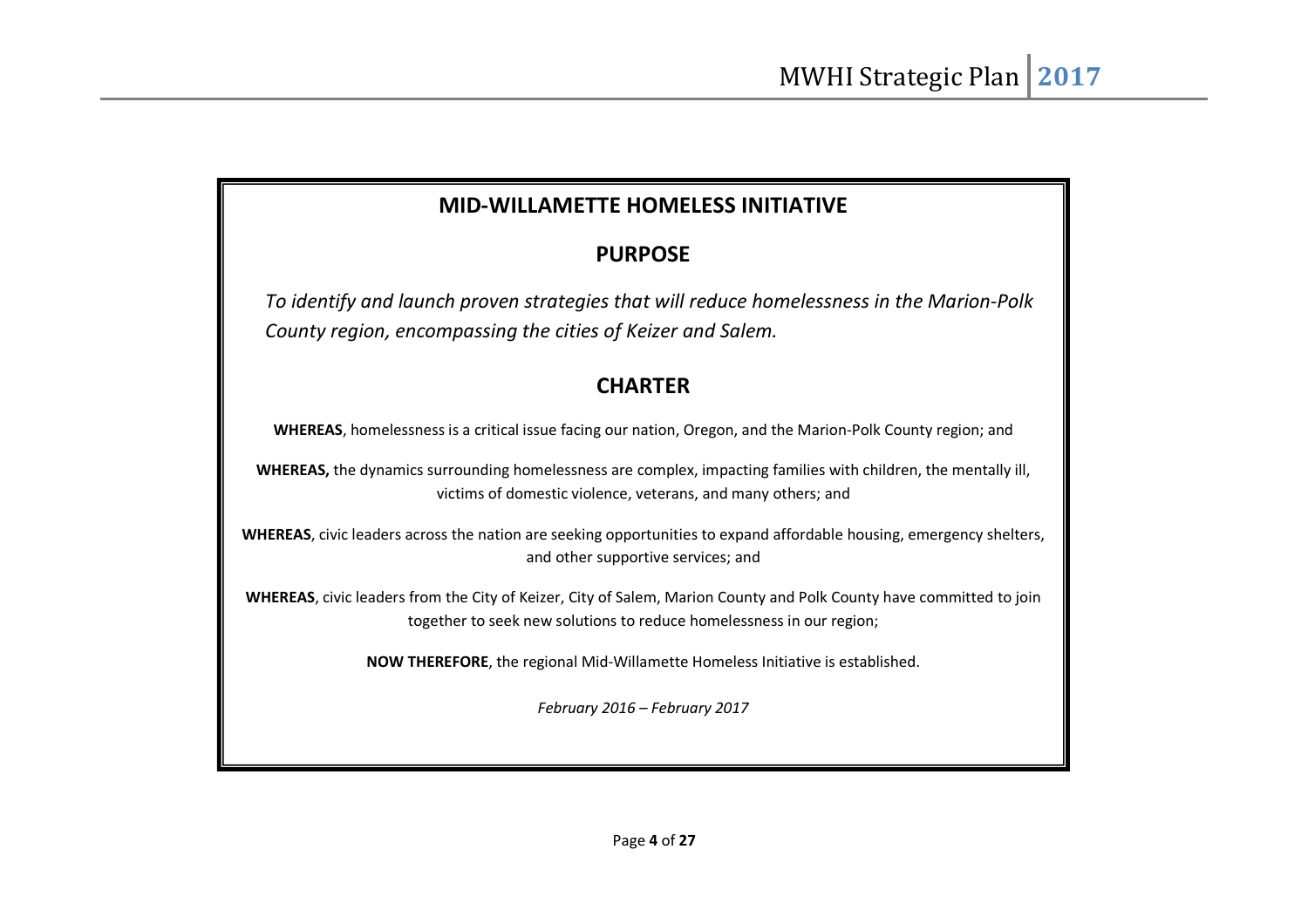## MID-WILLAMETTE HOMELESS INITIATIVE

## PURPOSE

*To identify and launch proven strategies that will reduce homelessness in the Marion-Polk County region, encompassing the cities of Keizer and Salem.*

## CHARTER

**WHEREAS**, homelessness is a critical issue facing our nation, Oregon, and the Marion-Polk County region; and

**WHEREAS,** the dynamics surrounding homelessness are complex, impacting families with children, the mentally ill, victims of domestic violence, veterans, and many others; and

**WHEREAS**, civic leaders across the nation are seeking opportunities to expand affordable housing, emergency shelters, and other supportive services; and

**WHEREAS**, civic leaders from the City of Keizer, City of Salem, Marion County and Polk County have committed to join together to seek new solutions to reduce homelessness in our region;

**NOW THEREFORE**, the regional Mid-Willamette Homeless Initiative is established.

*February 2016 – February 2017*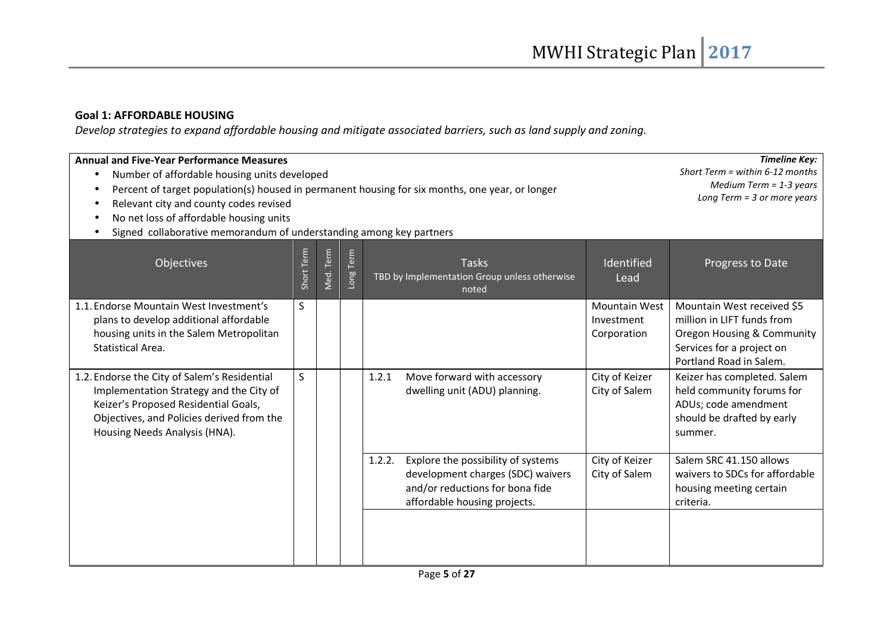**Goal 1: AFFORDABLE HOUSING**

*Develop strategies to expand affordable housing and mitigate associated barriers, such as land supply and zoning.*

**Annual and Five-Year Performance Measures**

- Number of affordable housing units developed
- Percent of target population(s) housed in permanent housing for six months, one year, or longer
- Relevant city and county codes revised
- No net loss of affordable housing units
- Signed collaborative memorandum of understanding among key partners

***Timeline Key:***
*Short Term = within 6-12 months*
*Medium Term = 1-3 years*
*Long Term = 3 or more years*

| Objectives | Short Term | Med. Term | Long Term | Tasks<br>TBD by Implementation Group unless otherwise noted | Identified Lead | Progress to Date |
|---|---|---|---|---|---|---|
| 1.1. Endorse Mountain West Investment's plans to develop additional affordable housing units in the Salem Metropolitan Statistical Area. | S | | | | Mountain West Investment Corporation | Mountain West received $5 million in LIFT funds from Oregon Housing & Community Services for a project on Portland Road in Salem. |
| 1.2. Endorse the City of Salem's Residential Implementation Strategy and the City of Keizer's Proposed Residential Goals, Objectives, and Policies derived from the Housing Needs Analysis (HNA). | S | | | 1.2.1 Move forward with accessory dwelling unit (ADU) planning. | City of Keizer<br>City of Salem | Keizer has completed. Salem held community forums for ADUs; code amendment should be drafted by early summer. |
| | | | | 1.2.2. Explore the possibility of systems development charges (SDC) waivers and/or reductions for bona fide affordable housing projects. | City of Keizer<br>City of Salem | Salem SRC 41.150 allows waivers to SDCs for affordable housing meeting certain criteria. |
| | | | | | | |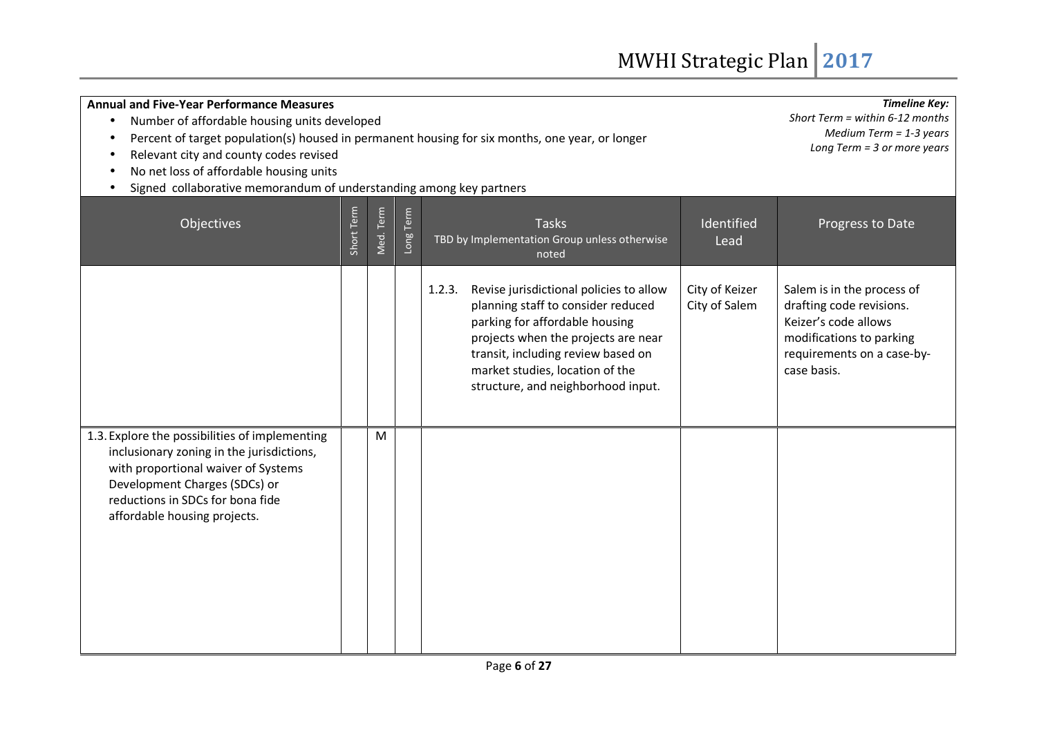**Annual and Five-Year Performance Measures**

- Number of affordable housing units developed
- Percent of target population(s) housed in permanent housing for six months, one year, or longer
- Relevant city and county codes revised
- No net loss of affordable housing units
- Signed collaborative memorandum of understanding among key partners

***Timeline Key:***
*Short Term = within 6-12 months*
*Medium Term = 1-3 years*
*Long Term = 3 or more years*

| Objectives | Short Term | Med. Term | Long Term | Tasks<br>TBD by Implementation Group unless otherwise noted | Identified Lead | Progress to Date |
|---|---|---|---|---|---|---|
| | | | | 1.2.3. Revise jurisdictional policies to allow planning staff to consider reduced parking for affordable housing projects when the projects are near transit, including review based on market studies, location of the structure, and neighborhood input. | City of Keizer<br>City of Salem | Salem is in the process of drafting code revisions. Keizer's code allows modifications to parking requirements on a case-by-case basis. |
| 1.3. Explore the possibilities of implementing inclusionary zoning in the jurisdictions, with proportional waiver of Systems Development Charges (SDCs) or reductions in SDCs for bona fide affordable housing projects. | | M | | | | |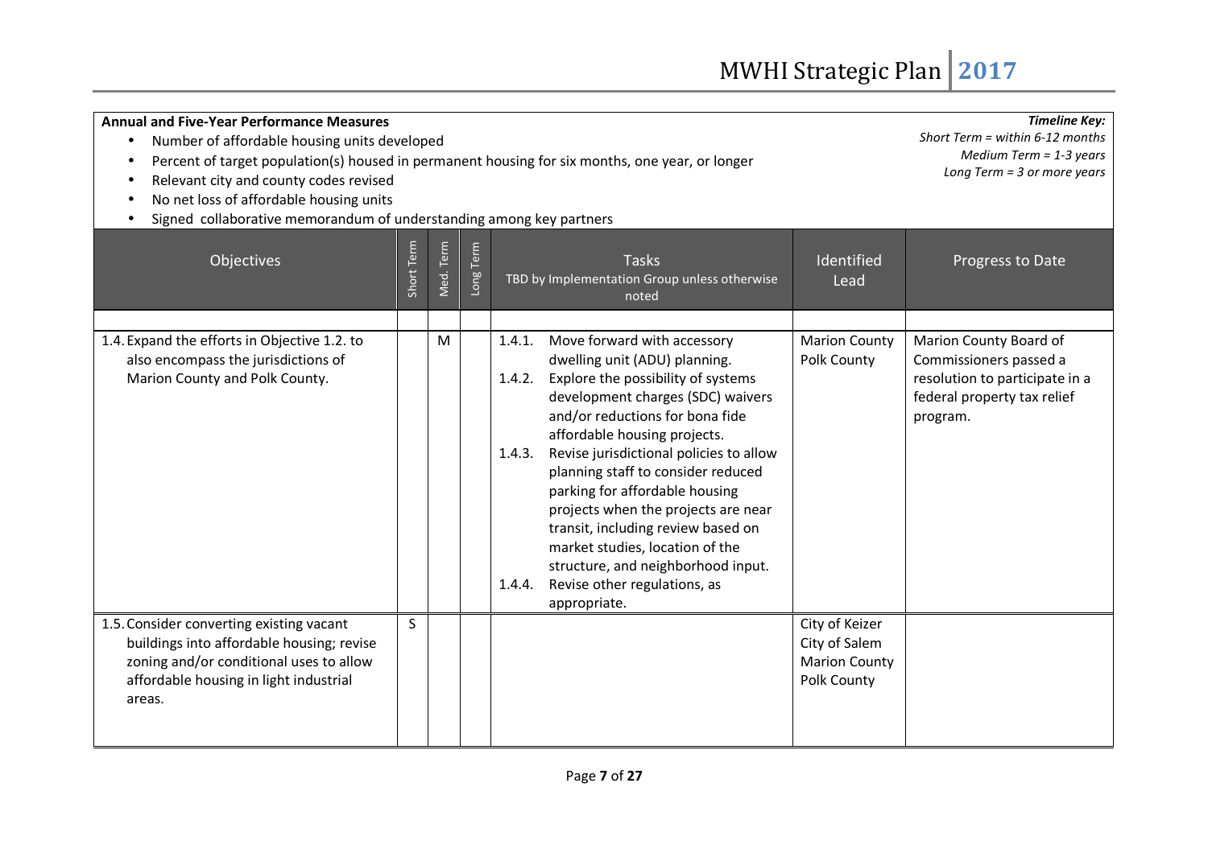**Annual and Five-Year Performance Measures**

- Number of affordable housing units developed
- Percent of target population(s) housed in permanent housing for six months, one year, or longer
- Relevant city and county codes revised
- No net loss of affordable housing units
- Signed collaborative memorandum of understanding among key partners

***Timeline Key:***
*Short Term = within 6-12 months*
*Medium Term = 1-3 years*
*Long Term = 3 or more years*

| Objectives | Short Term | Med. Term | Long Term | Tasks<br>TBD by Implementation Group unless otherwise noted | Identified Lead | Progress to Date |
|---|---|---|---|---|---|---|
| | | | | | | |
| 1.4. Expand the efforts in Objective 1.2. to also encompass the jurisdictions of Marion County and Polk County. | | M | | 1.4.1. Move forward with accessory dwelling unit (ADU) planning.<br>1.4.2. Explore the possibility of systems development charges (SDC) waivers and/or reductions for bona fide affordable housing projects.<br>1.4.3. Revise jurisdictional policies to allow planning staff to consider reduced parking for affordable housing projects when the projects are near transit, including review based on market studies, location of the structure, and neighborhood input.<br>1.4.4. Revise other regulations, as appropriate. | Marion County<br>Polk County | Marion County Board of Commissioners passed a resolution to participate in a federal property tax relief program. |
| 1.5. Consider converting existing vacant buildings into affordable housing; revise zoning and/or conditional uses to allow affordable housing in light industrial areas. | S | | | | City of Keizer<br>City of Salem<br>Marion County<br>Polk County | |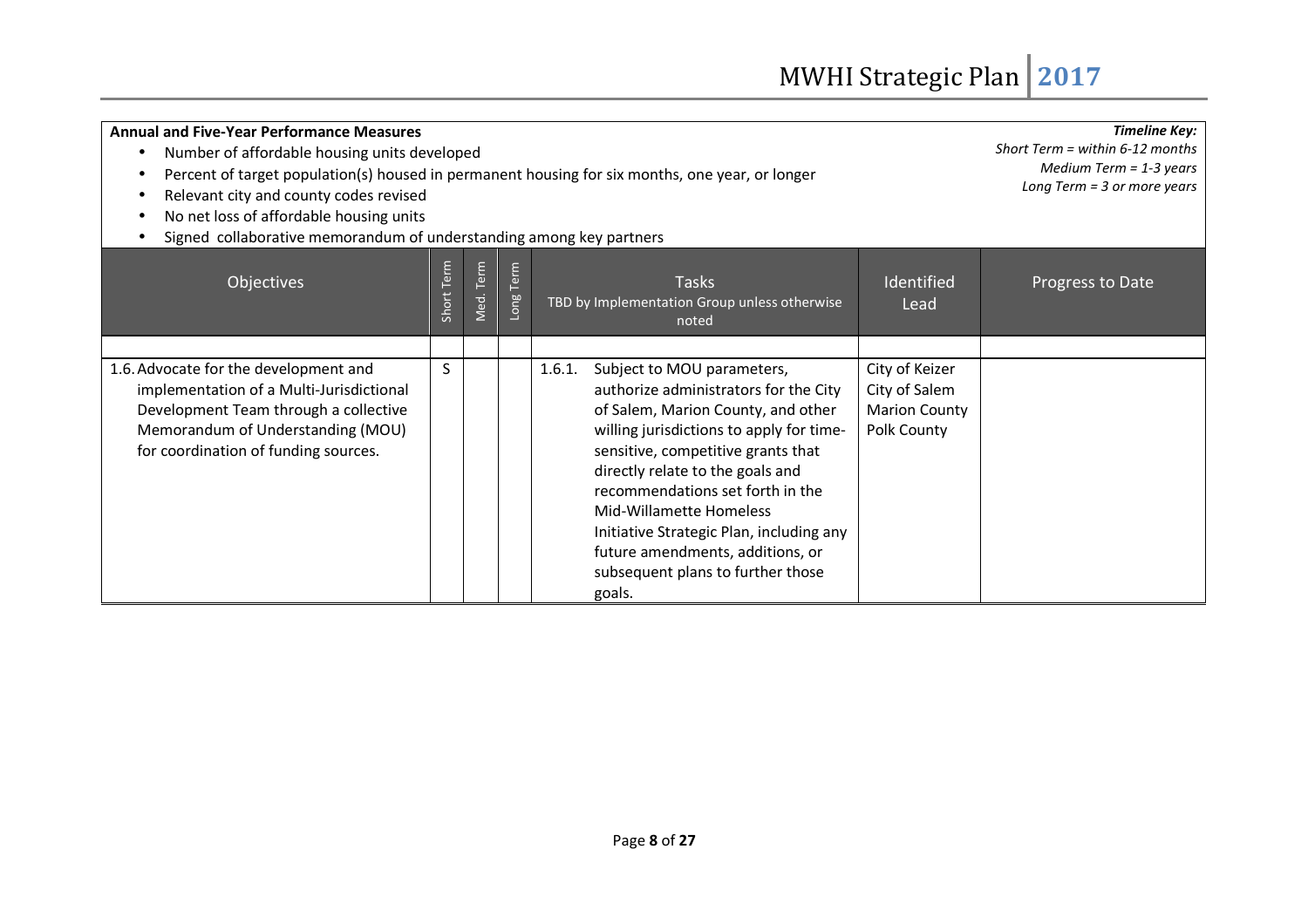**Annual and Five-Year Performance Measures**

- Number of affordable housing units developed
- Percent of target population(s) housed in permanent housing for six months, one year, or longer
- Relevant city and county codes revised
- No net loss of affordable housing units
- Signed collaborative memorandum of understanding among key partners

***Timeline Key:***
*Short Term = within 6-12 months*
*Medium Term = 1-3 years*
*Long Term = 3 or more years*

| Objectives | Short Term | Med. Term | Long Term | Tasks<br>TBD by Implementation Group unless otherwise noted | Identified Lead | Progress to Date |
|---|---|---|---|---|---|---|
| | | | | | | |
| 1.6. Advocate for the development and implementation of a Multi-Jurisdictional Development Team through a collective Memorandum of Understanding (MOU) for coordination of funding sources. | S | | | 1.6.1. Subject to MOU parameters, authorize administrators for the City of Salem, Marion County, and other willing jurisdictions to apply for time-sensitive, competitive grants that directly relate to the goals and recommendations set forth in the Mid-Willamette Homeless Initiative Strategic Plan, including any future amendments, additions, or subsequent plans to further those goals. | City of Keizer<br>City of Salem<br>Marion County<br>Polk County | |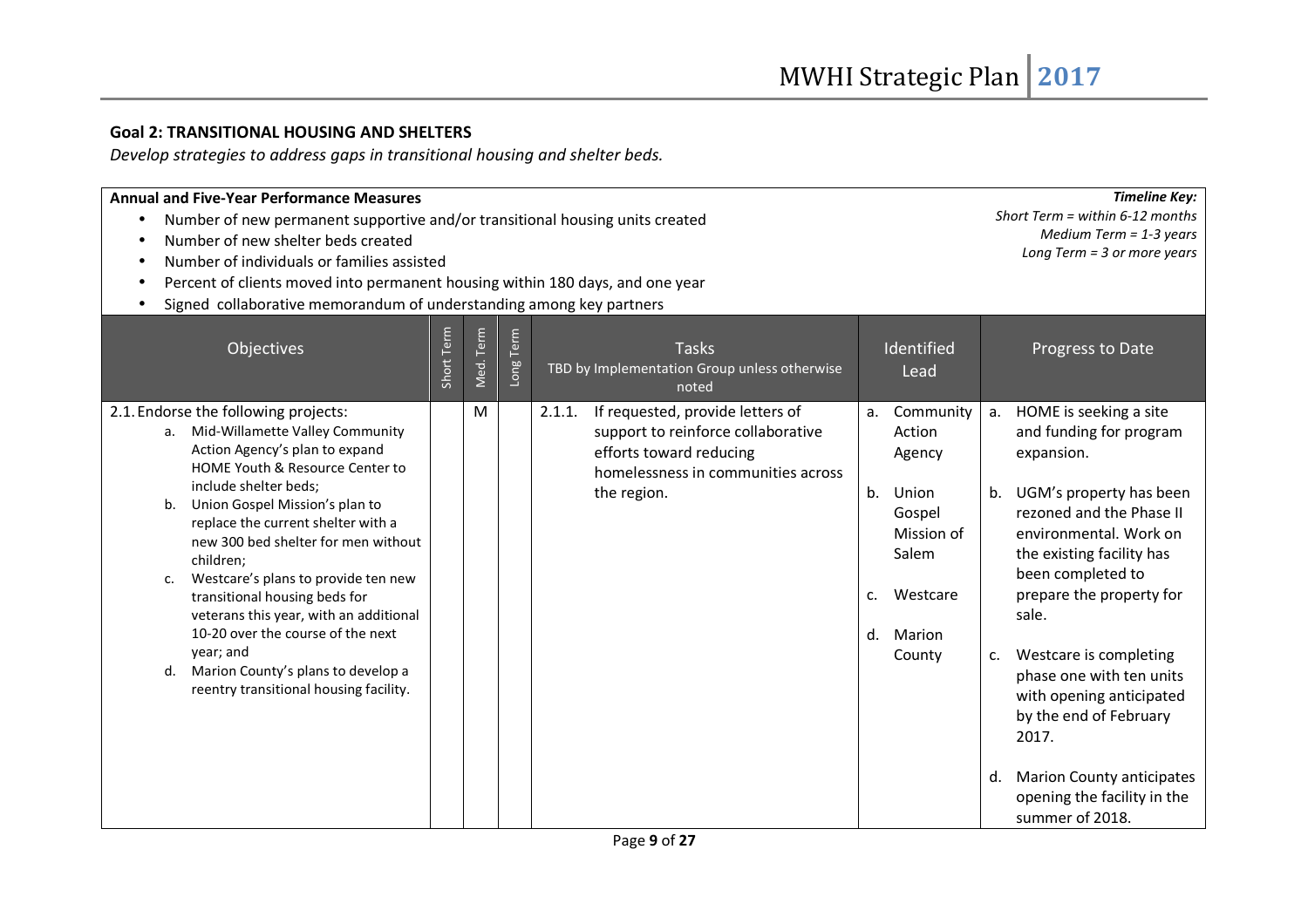## Goal 2: TRANSITIONAL HOUSING AND SHELTERS

*Develop strategies to address gaps in transitional housing and shelter beds.*

**Annual and Five-Year Performance Measures**

- Number of new permanent supportive and/or transitional housing units created
- Number of new shelter beds created
- Number of individuals or families assisted
- Percent of clients moved into permanent housing within 180 days, and one year
- Signed collaborative memorandum of understanding among key partners

***Timeline Key:***
*Short Term = within 6-12 months*
*Medium Term = 1-3 years*
*Long Term = 3 or more years*

| Objectives | Short Term | Med. Term | Long Term | Tasks<br>TBD by Implementation Group unless otherwise noted | Identified Lead | Progress to Date |
|---|---|---|---|---|---|---|
| 2.1. Endorse the following projects:<br>a. Mid-Willamette Valley Community Action Agency's plan to expand HOME Youth & Resource Center to include shelter beds;<br>b. Union Gospel Mission's plan to replace the current shelter with a new 300 bed shelter for men without children;<br>c. Westcare's plans to provide ten new transitional housing beds for veterans this year, with an additional 10-20 over the course of the next year; and<br>d. Marion County's plans to develop a reentry transitional housing facility. | | M | | 2.1.1. If requested, provide letters of support to reinforce collaborative efforts toward reducing homelessness in communities across the region. | a. Community Action Agency<br>b. Union Gospel Mission of Salem<br>c. Westcare<br>d. Marion County | a. HOME is seeking a site and funding for program expansion.<br>b. UGM's property has been rezoned and the Phase II environmental. Work on the existing facility has been completed to prepare the property for sale.<br>c. Westcare is completing phase one with ten units with opening anticipated by the end of February 2017.<br>d. Marion County anticipates opening the facility in the summer of 2018. |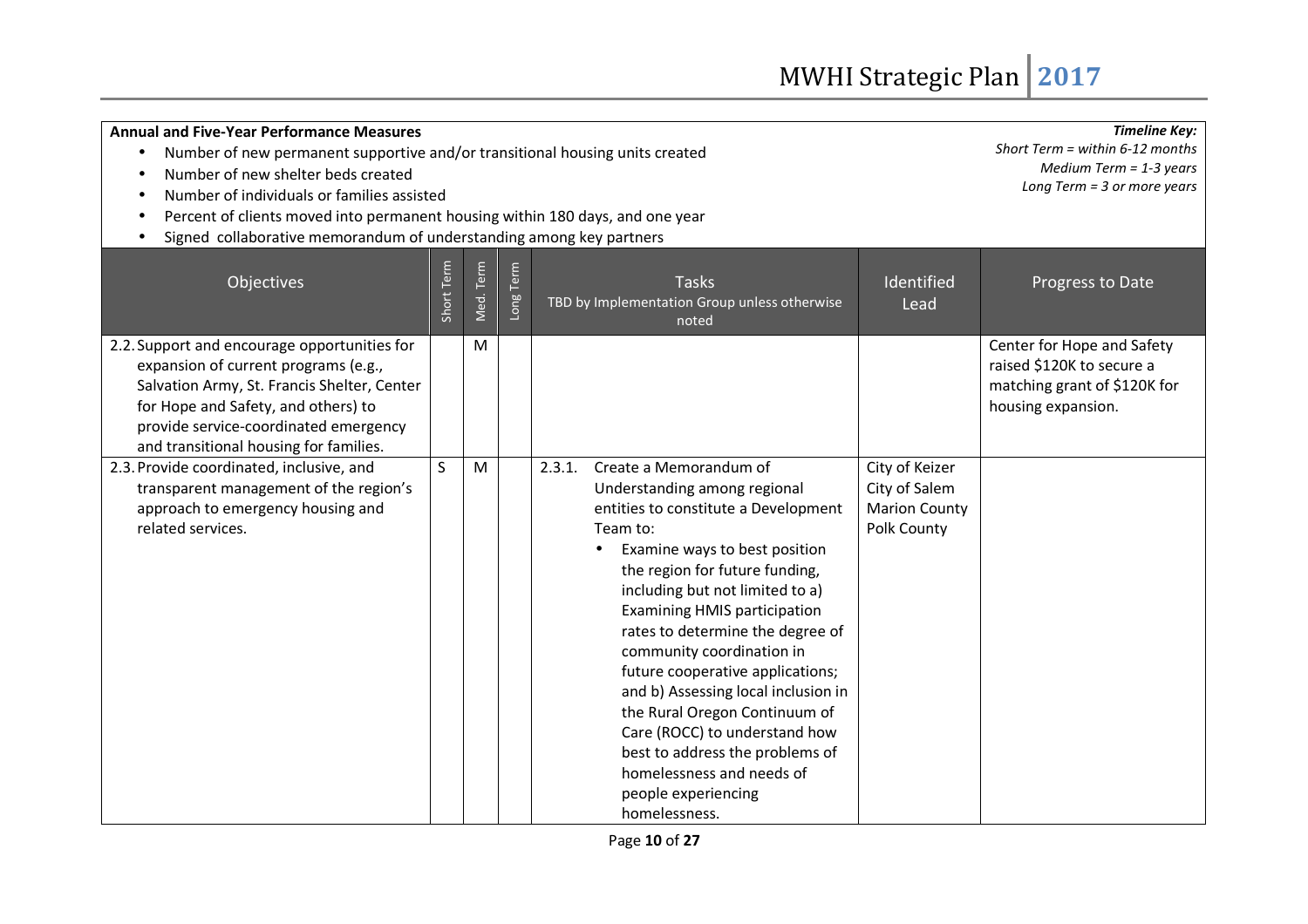**Annual and Five-Year Performance Measures**

- Number of new permanent supportive and/or transitional housing units created
- Number of new shelter beds created
- Number of individuals or families assisted
- Percent of clients moved into permanent housing within 180 days, and one year
- Signed collaborative memorandum of understanding among key partners

***Timeline Key:***
*Short Term = within 6-12 months*
*Medium Term = 1-3 years*
*Long Term = 3 or more years*

| Objectives | Short Term | Med. Term | Long Term | Tasks<br>TBD by Implementation Group unless otherwise noted | Identified Lead | Progress to Date |
|---|---|---|---|---|---|---|
| 2.2. Support and encourage opportunities for expansion of current programs (e.g., Salvation Army, St. Francis Shelter, Center for Hope and Safety, and others) to provide service-coordinated emergency and transitional housing for families. | | M | | | | Center for Hope and Safety raised $120K to secure a matching grant of $120K for housing expansion. |
| 2.3. Provide coordinated, inclusive, and transparent management of the region's approach to emergency housing and related services. | S | M | | 2.3.1. Create a Memorandum of Understanding among regional entities to constitute a Development Team to:<br>• Examine ways to best position the region for future funding, including but not limited to a) Examining HMIS participation rates to determine the degree of community coordination in future cooperative applications; and b) Assessing local inclusion in the Rural Oregon Continuum of Care (ROCC) to understand how best to address the problems of homelessness and needs of people experiencing homelessness. | City of Keizer<br>City of Salem<br>Marion County<br>Polk County | |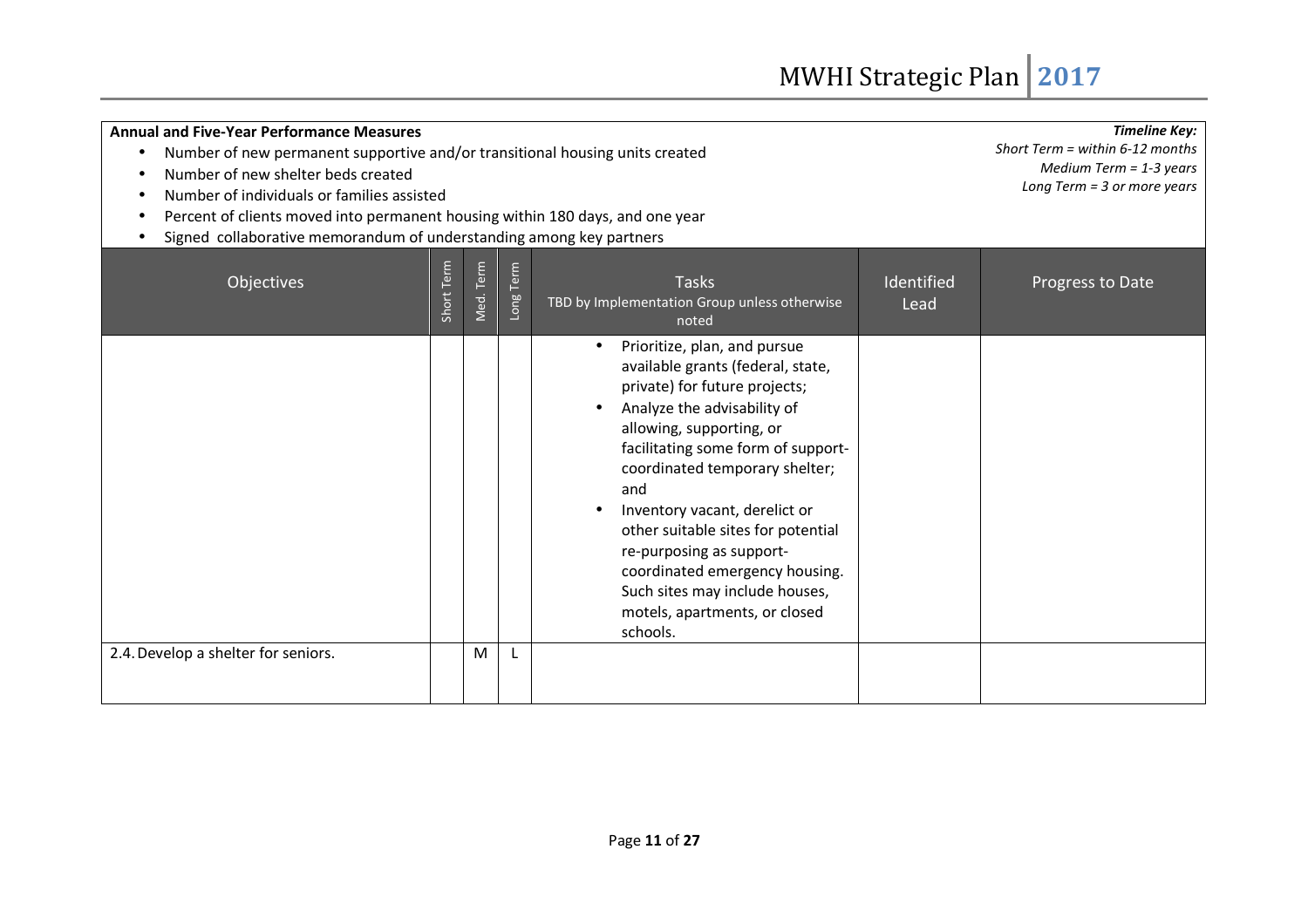**Annual and Five-Year Performance Measures**

- Number of new permanent supportive and/or transitional housing units created
- Number of new shelter beds created
- Number of individuals or families assisted
- Percent of clients moved into permanent housing within 180 days, and one year
- Signed collaborative memorandum of understanding among key partners

***Timeline Key:***
*Short Term = within 6-12 months*
*Medium Term = 1-3 years*
*Long Term = 3 or more years*

| Objectives | Short Term | Med. Term | Long Term | Tasks<br>TBD by Implementation Group unless otherwise noted | Identified Lead | Progress to Date |
|---|---|---|---|---|---|---|
| | | | | • Prioritize, plan, and pursue available grants (federal, state, private) for future projects;<br>• Analyze the advisability of allowing, supporting, or facilitating some form of support-coordinated temporary shelter; and<br>• Inventory vacant, derelict or other suitable sites for potential re-purposing as support-coordinated emergency housing. Such sites may include houses, motels, apartments, or closed schools. | | |
| 2.4. Develop a shelter for seniors. | | M | L | | | |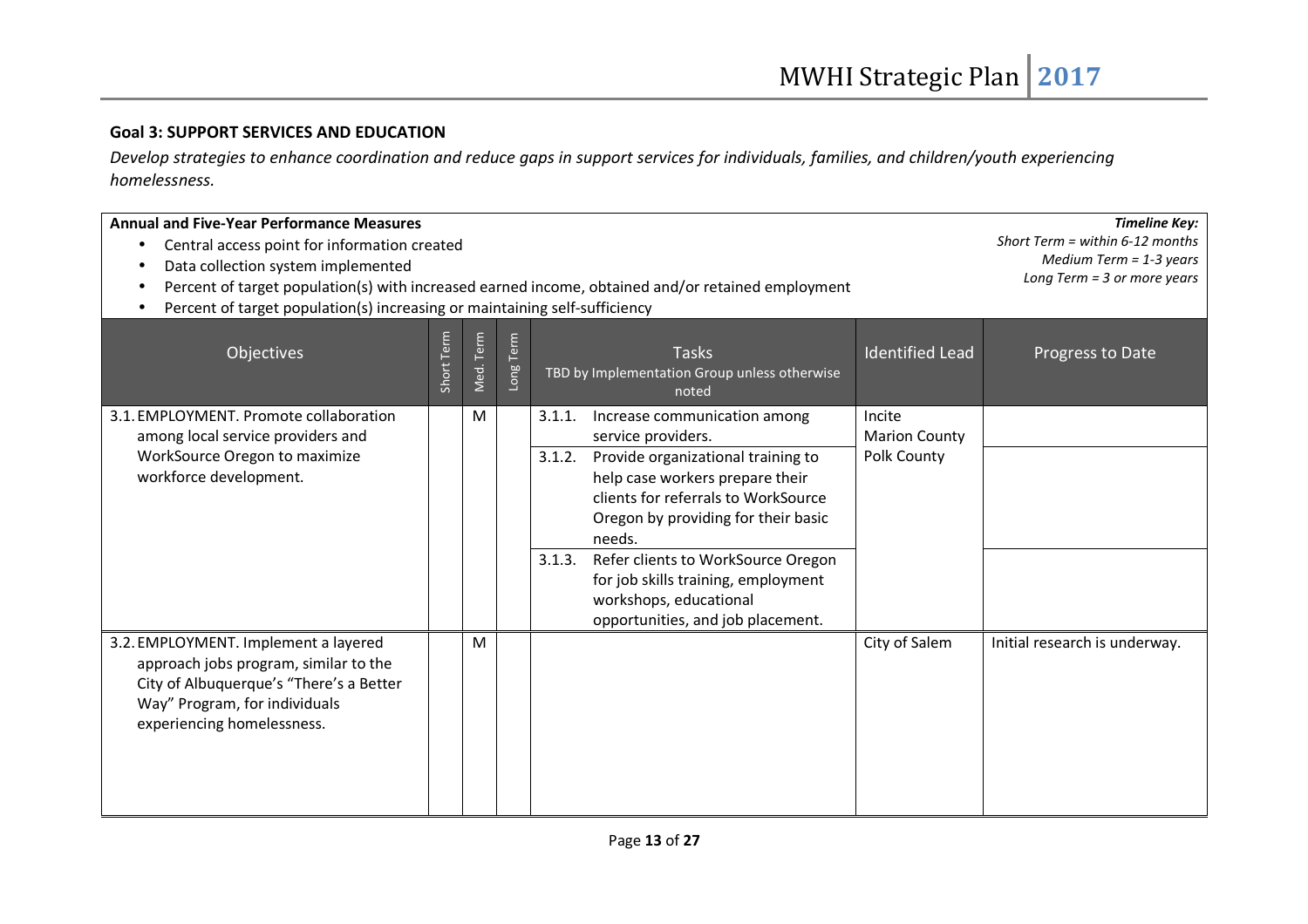## Goal 3: SUPPORT SERVICES AND EDUCATION

*Develop strategies to enhance coordination and reduce gaps in support services for individuals, families, and children/youth experiencing homelessness.*

**Annual and Five-Year Performance Measures**

- Central access point for information created
- Data collection system implemented
- Percent of target population(s) with increased earned income, obtained and/or retained employment
- Percent of target population(s) increasing or maintaining self-sufficiency

***Timeline Key:***
*Short Term = within 6-12 months*
*Medium Term = 1-3 years*
*Long Term = 3 or more years*

| Objectives | Short Term | Med. Term | Long Term | Tasks<br>TBD by Implementation Group unless otherwise noted | Identified Lead | Progress to Date |
|---|---|---|---|---|---|---|
| 3.1. EMPLOYMENT. Promote collaboration among local service providers and WorkSource Oregon to maximize workforce development. | | M | | 3.1.1. Increase communication among service providers. | Incite<br>Marion County<br>Polk County | |
| | | | | 3.1.2. Provide organizational training to help case workers prepare their clients for referrals to WorkSource Oregon by providing for their basic needs. | | |
| | | | | 3.1.3. Refer clients to WorkSource Oregon for job skills training, employment workshops, educational opportunities, and job placement. | | |
| 3.2. EMPLOYMENT. Implement a layered approach jobs program, similar to the City of Albuquerque's "There's a Better Way" Program, for individuals experiencing homelessness. | | M | | | City of Salem | Initial research is underway. |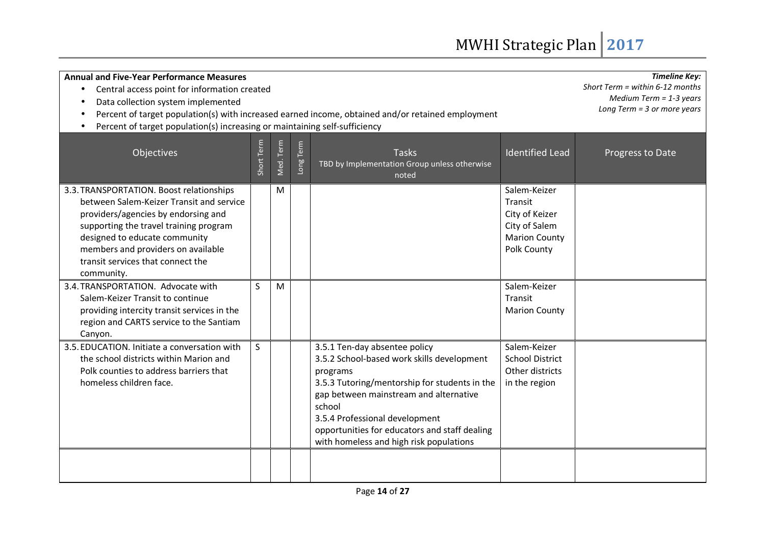**Annual and Five-Year Performance Measures**

- Central access point for information created
- Data collection system implemented
- Percent of target population(s) with increased earned income, obtained and/or retained employment
- Percent of target population(s) increasing or maintaining self-sufficiency

***Timeline Key:***
*Short Term = within 6-12 months*
*Medium Term = 1-3 years*
*Long Term = 3 or more years*

| Objectives | Short Term | Med. Term | Long Term | Tasks<br>TBD by Implementation Group unless otherwise noted | Identified Lead | Progress to Date |
|---|---|---|---|---|---|---|
| 3.3. TRANSPORTATION. Boost relationships between Salem-Keizer Transit and service providers/agencies by endorsing and supporting the travel training program designed to educate community members and providers on available transit services that connect the community. | | M | | | Salem-Keizer Transit<br>City of Keizer<br>City of Salem<br>Marion County<br>Polk County | |
| 3.4. TRANSPORTATION. Advocate with Salem-Keizer Transit to continue providing intercity transit services in the region and CARTS service to the Santiam Canyon. | S | M | | | Salem-Keizer Transit<br>Marion County | |
| 3.5. EDUCATION. Initiate a conversation with the school districts within Marion and Polk counties to address barriers that homeless children face. | S | | | 3.5.1 Ten-day absentee policy<br>3.5.2 School-based work skills development programs<br>3.5.3 Tutoring/mentorship for students in the gap between mainstream and alternative school<br>3.5.4 Professional development opportunities for educators and staff dealing with homeless and high risk populations | Salem-Keizer School District<br>Other districts in the region | |
| | | | | | | |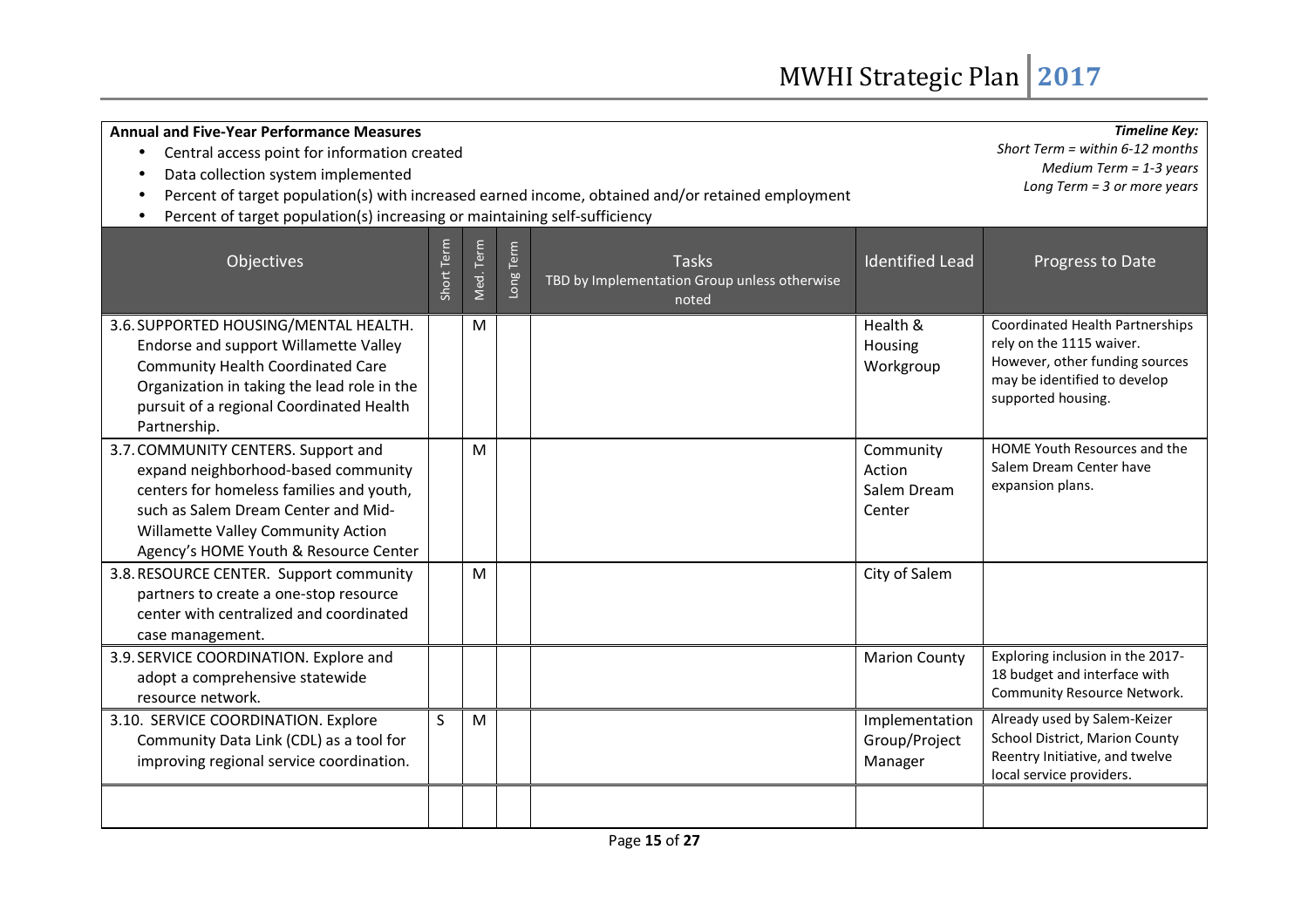**Annual and Five-Year Performance Measures**

- Central access point for information created
- Data collection system implemented
- Percent of target population(s) with increased earned income, obtained and/or retained employment
- Percent of target population(s) increasing or maintaining self-sufficiency

*Timeline Key:*
*Short Term = within 6-12 months*
*Medium Term = 1-3 years*
*Long Term = 3 or more years*

| Objectives | Short Term | Med. Term | Long Term | Tasks<br>TBD by Implementation Group unless otherwise noted | Identified Lead | Progress to Date |
|---|---|---|---|---|---|---|
| 3.6. SUPPORTED HOUSING/MENTAL HEALTH. Endorse and support Willamette Valley Community Health Coordinated Care Organization in taking the lead role in the pursuit of a regional Coordinated Health Partnership. | | M | | | Health & Housing Workgroup | Coordinated Health Partnerships rely on the 1115 waiver. However, other funding sources may be identified to develop supported housing. |
| 3.7. COMMUNITY CENTERS. Support and expand neighborhood-based community centers for homeless families and youth, such as Salem Dream Center and Mid-Willamette Valley Community Action Agency's HOME Youth & Resource Center | | M | | | Community Action<br>Salem Dream Center | HOME Youth Resources and the Salem Dream Center have expansion plans. |
| 3.8. RESOURCE CENTER. Support community partners to create a one-stop resource center with centralized and coordinated case management. | | M | | | City of Salem | |
| 3.9. SERVICE COORDINATION. Explore and adopt a comprehensive statewide resource network. | | | | | Marion County | Exploring inclusion in the 2017-18 budget and interface with Community Resource Network. |
| 3.10. SERVICE COORDINATION. Explore Community Data Link (CDL) as a tool for improving regional service coordination. | S | M | | | Implementation Group/Project Manager | Already used by Salem-Keizer School District, Marion County Reentry Initiative, and twelve local service providers. |
| | | | | | | |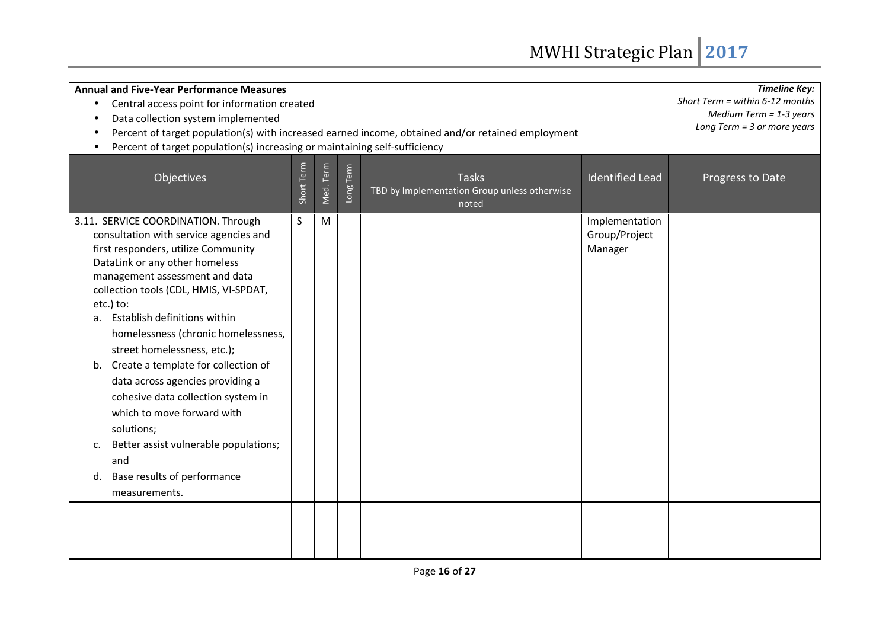**Annual and Five-Year Performance Measures**

- Central access point for information created
- Data collection system implemented
- Percent of target population(s) with increased earned income, obtained and/or retained employment
- Percent of target population(s) increasing or maintaining self-sufficiency

***Timeline Key:***
*Short Term = within 6-12 months*
*Medium Term = 1-3 years*
*Long Term = 3 or more years*

| Objectives | Short Term | Med. Term | Long Term | Tasks<br>TBD by Implementation Group unless otherwise noted | Identified Lead | Progress to Date |
|---|---|---|---|---|---|---|
| 3.11. SERVICE COORDINATION. Through consultation with service agencies and first responders, utilize Community DataLink or any other homeless management assessment and data collection tools (CDL, HMIS, VI-SPDAT, etc.) to:<br>a. Establish definitions within homelessness (chronic homelessness, street homelessness, etc.);<br>b. Create a template for collection of data across agencies providing a cohesive data collection system in which to move forward with solutions;<br>c. Better assist vulnerable populations; and<br>d. Base results of performance measurements. | S | M | | | Implementation Group/Project Manager | |
| | | | | | | |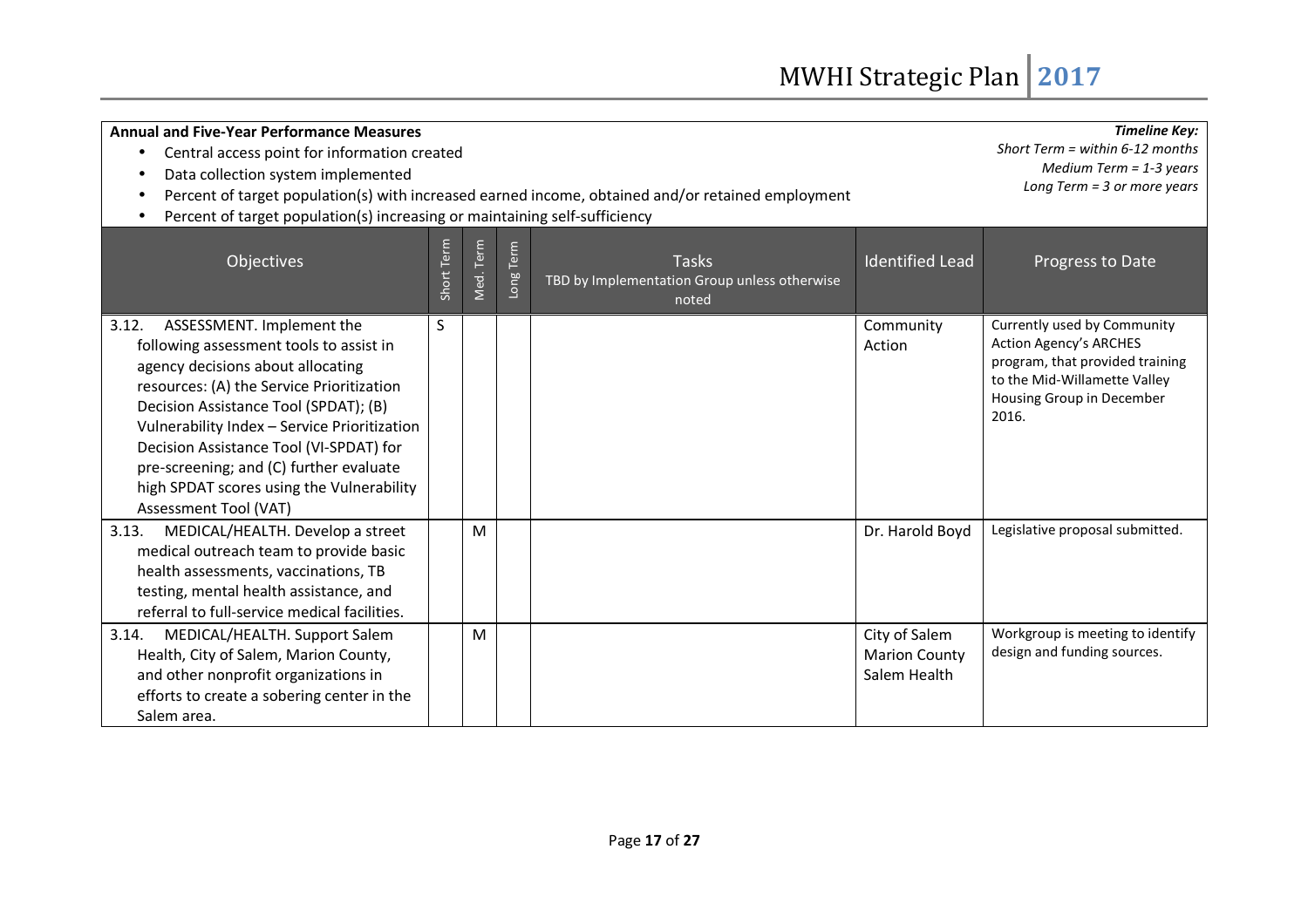**Annual and Five-Year Performance Measures**

- Central access point for information created
- Data collection system implemented
- Percent of target population(s) with increased earned income, obtained and/or retained employment
- Percent of target population(s) increasing or maintaining self-sufficiency

***Timeline Key:***
*Short Term = within 6-12 months*
*Medium Term = 1-3 years*
*Long Term = 3 or more years*

| Objectives | Short Term | Med. Term | Long Term | Tasks<br>TBD by Implementation Group unless otherwise noted | Identified Lead | Progress to Date |
|---|---|---|---|---|---|---|
| 3.12. ASSESSMENT. Implement the following assessment tools to assist in agency decisions about allocating resources: (A) the Service Prioritization Decision Assistance Tool (SPDAT); (B) Vulnerability Index – Service Prioritization Decision Assistance Tool (VI-SPDAT) for pre-screening; and (C) further evaluate high SPDAT scores using the Vulnerability Assessment Tool (VAT) | S | | | | Community Action | Currently used by Community Action Agency's ARCHES program, that provided training to the Mid-Willamette Valley Housing Group in December 2016. |
| 3.13. MEDICAL/HEALTH. Develop a street medical outreach team to provide basic health assessments, vaccinations, TB testing, mental health assistance, and referral to full-service medical facilities. | | M | | | Dr. Harold Boyd | Legislative proposal submitted. |
| 3.14. MEDICAL/HEALTH. Support Salem Health, City of Salem, Marion County, and other nonprofit organizations in efforts to create a sobering center in the Salem area. | | M | | | City of Salem<br>Marion County<br>Salem Health | Workgroup is meeting to identify design and funding sources. |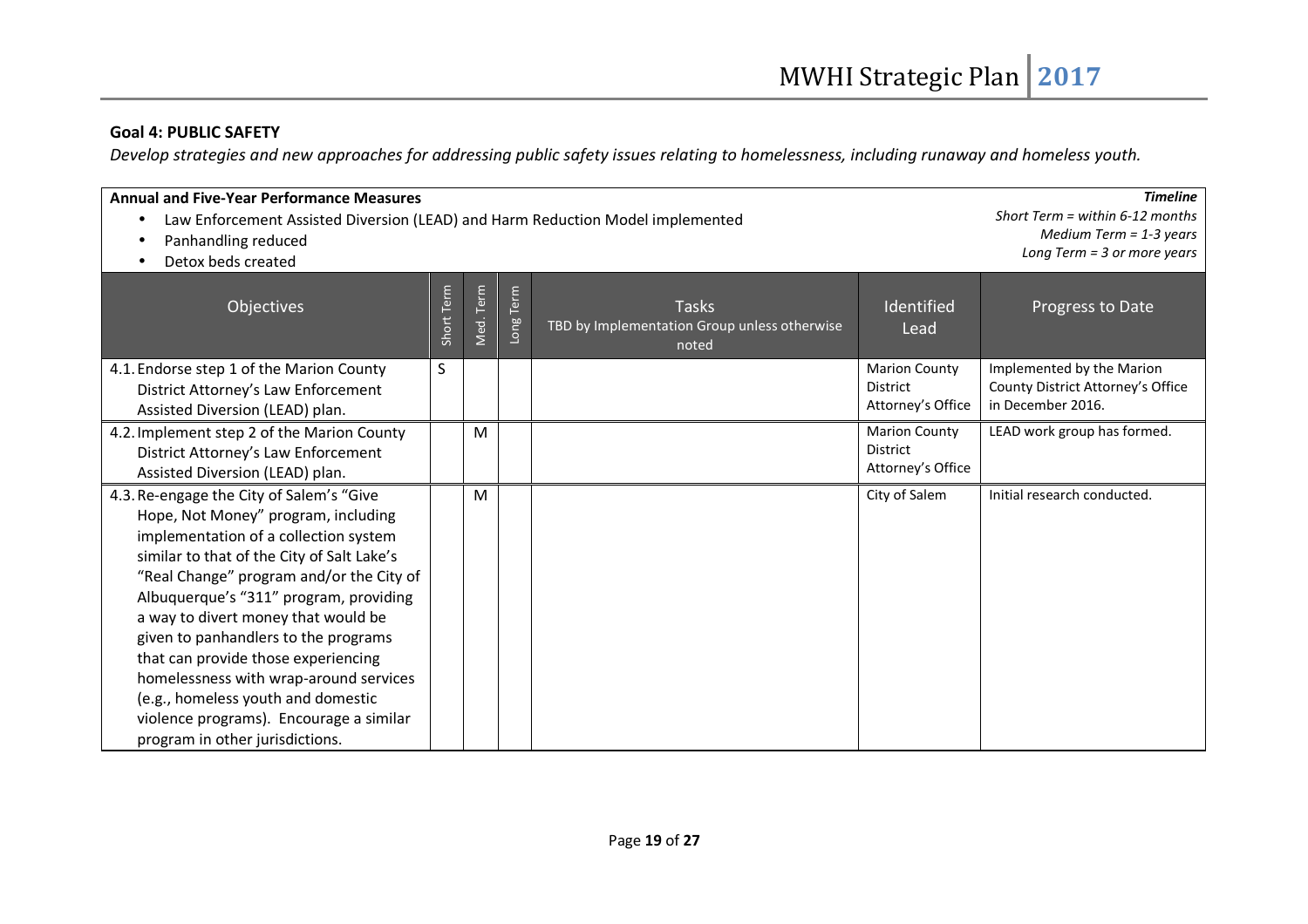**Goal 4: PUBLIC SAFETY**

*Develop strategies and new approaches for addressing public safety issues relating to homelessness, including runaway and homeless youth.*

**Annual and Five-Year Performance Measures**

- Law Enforcement Assisted Diversion (LEAD) and Harm Reduction Model implemented
- Panhandling reduced
- Detox beds created

***Timeline***

*Short Term = within 6-12 months*
*Medium Term = 1-3 years*
*Long Term = 3 or more years*

| Objectives | Short Term | Med. Term | Long Term | Tasks<br>TBD by Implementation Group unless otherwise noted | Identified Lead | Progress to Date |
|---|---|---|---|---|---|---|
| 4.1. Endorse step 1 of the Marion County District Attorney's Law Enforcement Assisted Diversion (LEAD) plan. | S | | | | Marion County District Attorney's Office | Implemented by the Marion County District Attorney's Office in December 2016. |
| 4.2. Implement step 2 of the Marion County District Attorney's Law Enforcement Assisted Diversion (LEAD) plan. | | M | | | Marion County District Attorney's Office | LEAD work group has formed. |
| 4.3. Re-engage the City of Salem's "Give Hope, Not Money" program, including implementation of a collection system similar to that of the City of Salt Lake's "Real Change" program and/or the City of Albuquerque's "311" program, providing a way to divert money that would be given to panhandlers to the programs that can provide those experiencing homelessness with wrap-around services (e.g., homeless youth and domestic violence programs). Encourage a similar program in other jurisdictions. | | M | | | City of Salem | Initial research conducted. |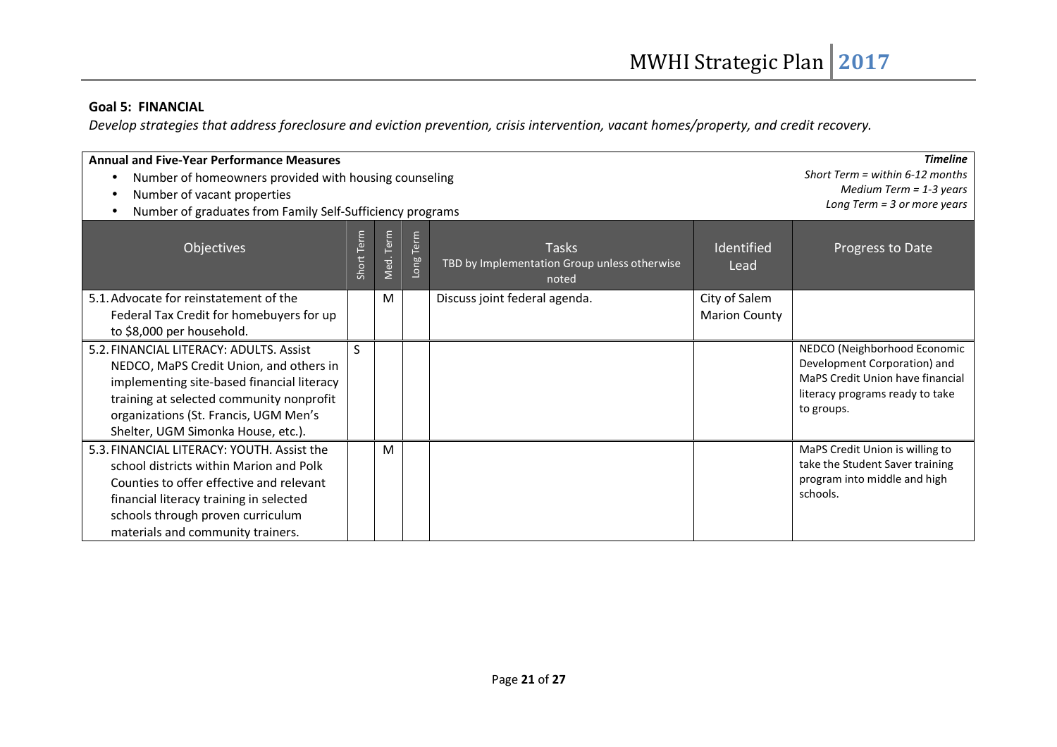**Goal 5: FINANCIAL**

*Develop strategies that address foreclosure and eviction prevention, crisis intervention, vacant homes/property, and credit recovery.*

**Annual and Five-Year Performance Measures**

- Number of homeowners provided with housing counseling
- Number of vacant properties
- Number of graduates from Family Self-Sufficiency programs

***Timeline***

*Short Term = within 6-12 months*
*Medium Term = 1-3 years*
*Long Term = 3 or more years*

| Objectives | Short Term | Med. Term | Long Term | Tasks<br>TBD by Implementation Group unless otherwise noted | Identified Lead | Progress to Date |
|---|---|---|---|---|---|---|
| 5.1. Advocate for reinstatement of the Federal Tax Credit for homebuyers for up to $8,000 per household. | | M | | Discuss joint federal agenda. | City of Salem<br>Marion County | |
| 5.2. FINANCIAL LITERACY: ADULTS. Assist NEDCO, MaPS Credit Union, and others in implementing site-based financial literacy training at selected community nonprofit organizations (St. Francis, UGM Men's Shelter, UGM Simonka House, etc.). | S | | | | | NEDCO (Neighborhood Economic Development Corporation) and MaPS Credit Union have financial literacy programs ready to take to groups. |
| 5.3. FINANCIAL LITERACY: YOUTH. Assist the school districts within Marion and Polk Counties to offer effective and relevant financial literacy training in selected schools through proven curriculum materials and community trainers. | | M | | | | MaPS Credit Union is willing to take the Student Saver training program into middle and high schools. |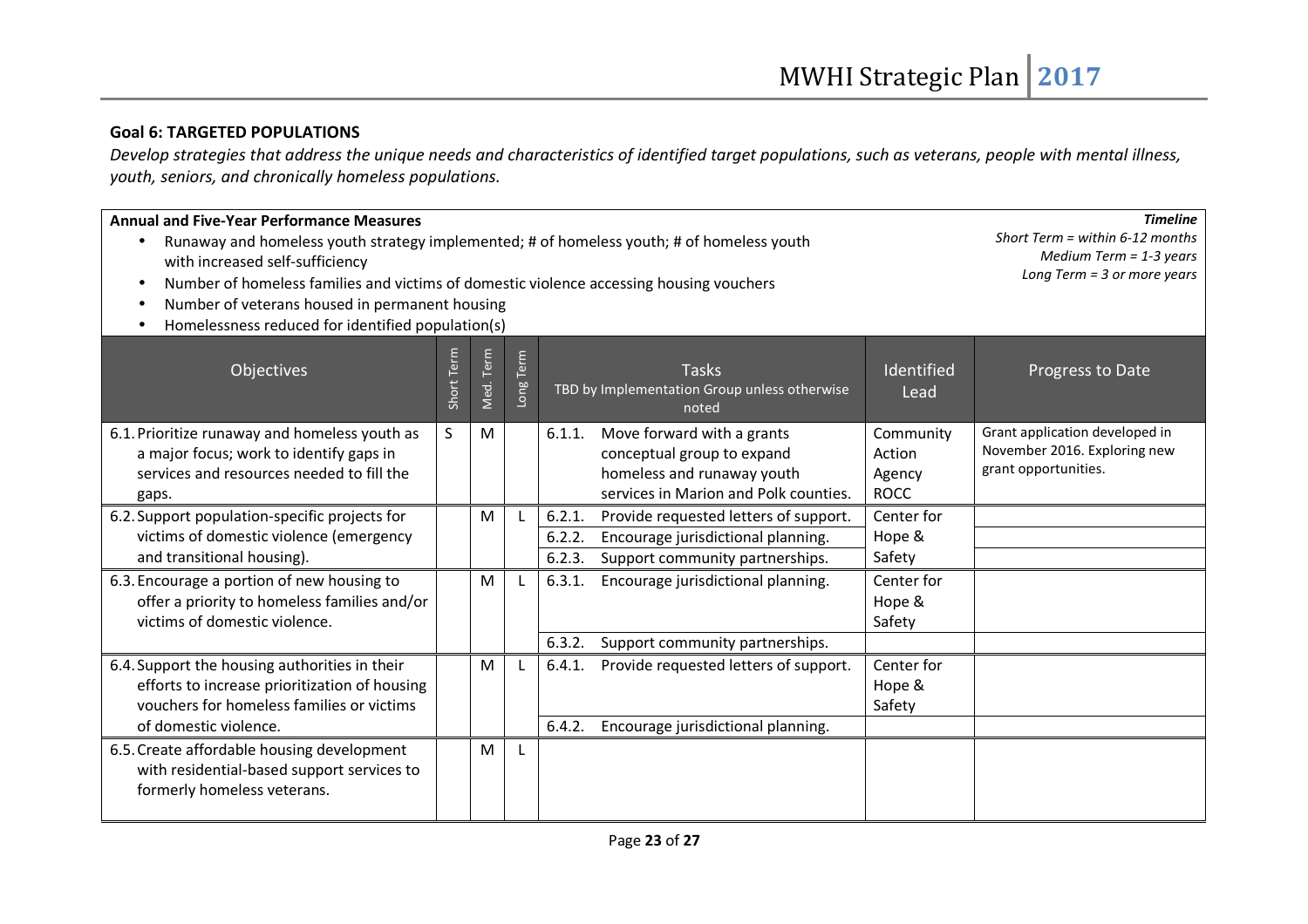**Goal 6: TARGETED POPULATIONS**

*Develop strategies that address the unique needs and characteristics of identified target populations, such as veterans, people with mental illness, youth, seniors, and chronically homeless populations.*

**Annual and Five-Year Performance Measures**

- Runaway and homeless youth strategy implemented; # of homeless youth; # of homeless youth with increased self-sufficiency
- Number of homeless families and victims of domestic violence accessing housing vouchers
- Number of veterans housed in permanent housing
- Homelessness reduced for identified population(s)

***Timeline***
*Short Term = within 6-12 months*
*Medium Term = 1-3 years*
*Long Term = 3 or more years*

| Objectives | Short Term | Med. Term | Long Term | Tasks TBD by Implementation Group unless otherwise noted | Identified Lead | Progress to Date |
|---|---|---|---|---|---|---|
| 6.1. Prioritize runaway and homeless youth as a major focus; work to identify gaps in services and resources needed to fill the gaps. | S | M | | 6.1.1. Move forward with a grants conceptual group to expand homeless and runaway youth services in Marion and Polk counties. | Community Action Agency ROCC | Grant application developed in November 2016. Exploring new grant opportunities. |
| 6.2. Support population-specific projects for victims of domestic violence (emergency and transitional housing). | | M | L | 6.2.1. Provide requested letters of support. | Center for Hope & Safety | |
| | | | | 6.2.2. Encourage jurisdictional planning. | | |
| | | | | 6.2.3. Support community partnerships. | | |
| 6.3. Encourage a portion of new housing to offer a priority to homeless families and/or victims of domestic violence. | | M | L | 6.3.1. Encourage jurisdictional planning. | Center for Hope & Safety | |
| | | | | 6.3.2. Support community partnerships. | | |
| 6.4. Support the housing authorities in their efforts to increase prioritization of housing vouchers for homeless families or victims of domestic violence. | | M | L | 6.4.1. Provide requested letters of support. | Center for Hope & Safety | |
| | | | | 6.4.2. Encourage jurisdictional planning. | | |
| 6.5. Create affordable housing development with residential-based support services to formerly homeless veterans. | | M | L | | | |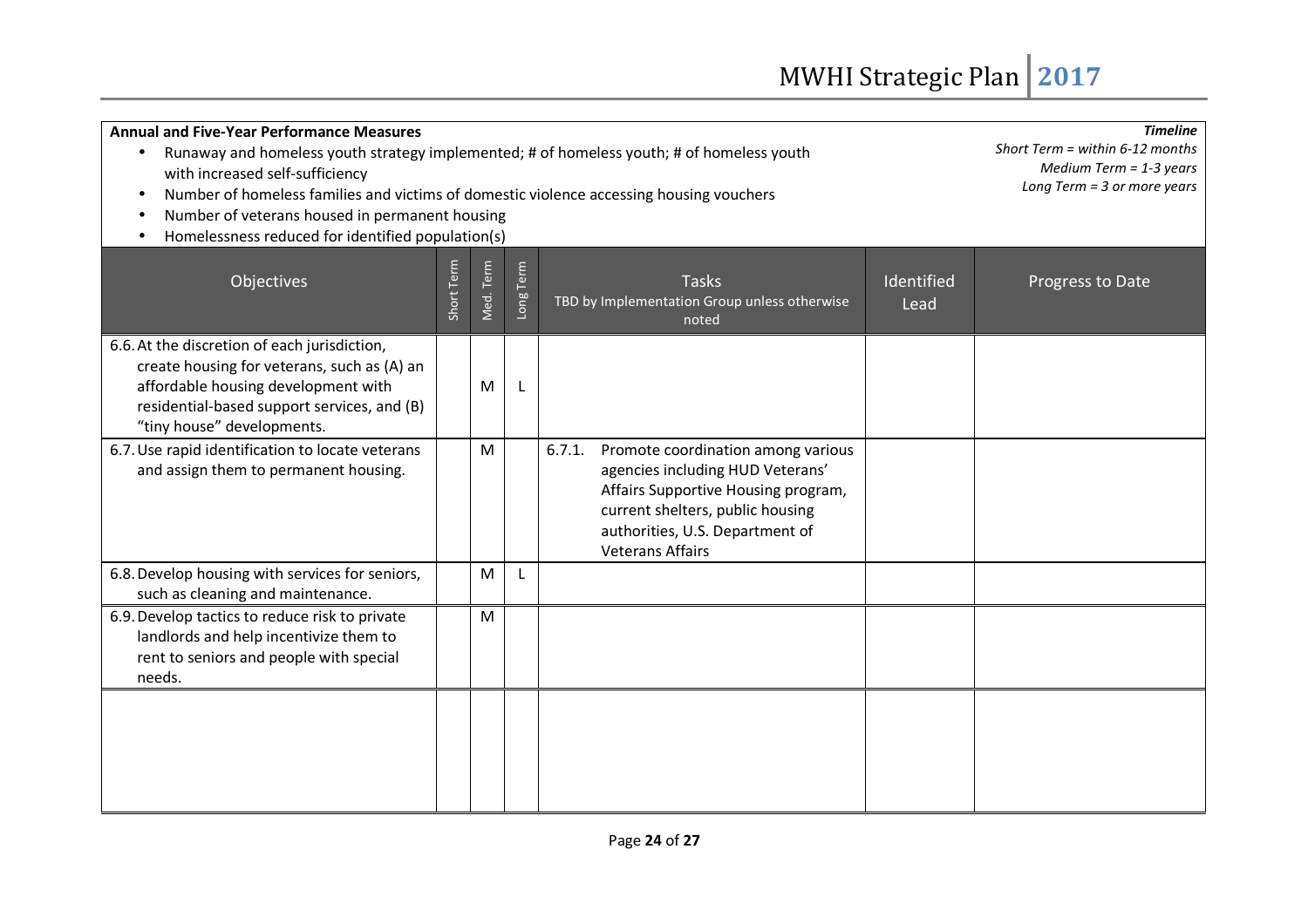**Annual and Five-Year Performance Measures**

- Runaway and homeless youth strategy implemented; # of homeless youth; # of homeless youth with increased self-sufficiency
- Number of homeless families and victims of domestic violence accessing housing vouchers
- Number of veterans housed in permanent housing
- Homelessness reduced for identified population(s)

***Timeline***
*Short Term = within 6-12 months*
*Medium Term = 1-3 years*
*Long Term = 3 or more years*

| Objectives | Short Term | Med. Term | Long Term | Tasks<br>TBD by Implementation Group unless otherwise noted | Identified Lead | Progress to Date |
|---|---|---|---|---|---|---|
| 6.6. At the discretion of each jurisdiction, create housing for veterans, such as (A) an affordable housing development with residential-based support services, and (B) "tiny house" developments. | | M | L | | | |
| 6.7. Use rapid identification to locate veterans and assign them to permanent housing. | | M | | 6.7.1. Promote coordination among various agencies including HUD Veterans' Affairs Supportive Housing program, current shelters, public housing authorities, U.S. Department of Veterans Affairs | | |
| 6.8. Develop housing with services for seniors, such as cleaning and maintenance. | | M | L | | | |
| 6.9. Develop tactics to reduce risk to private landlords and help incentivize them to rent to seniors and people with special needs. | | M | | | | |
| | | | | | | |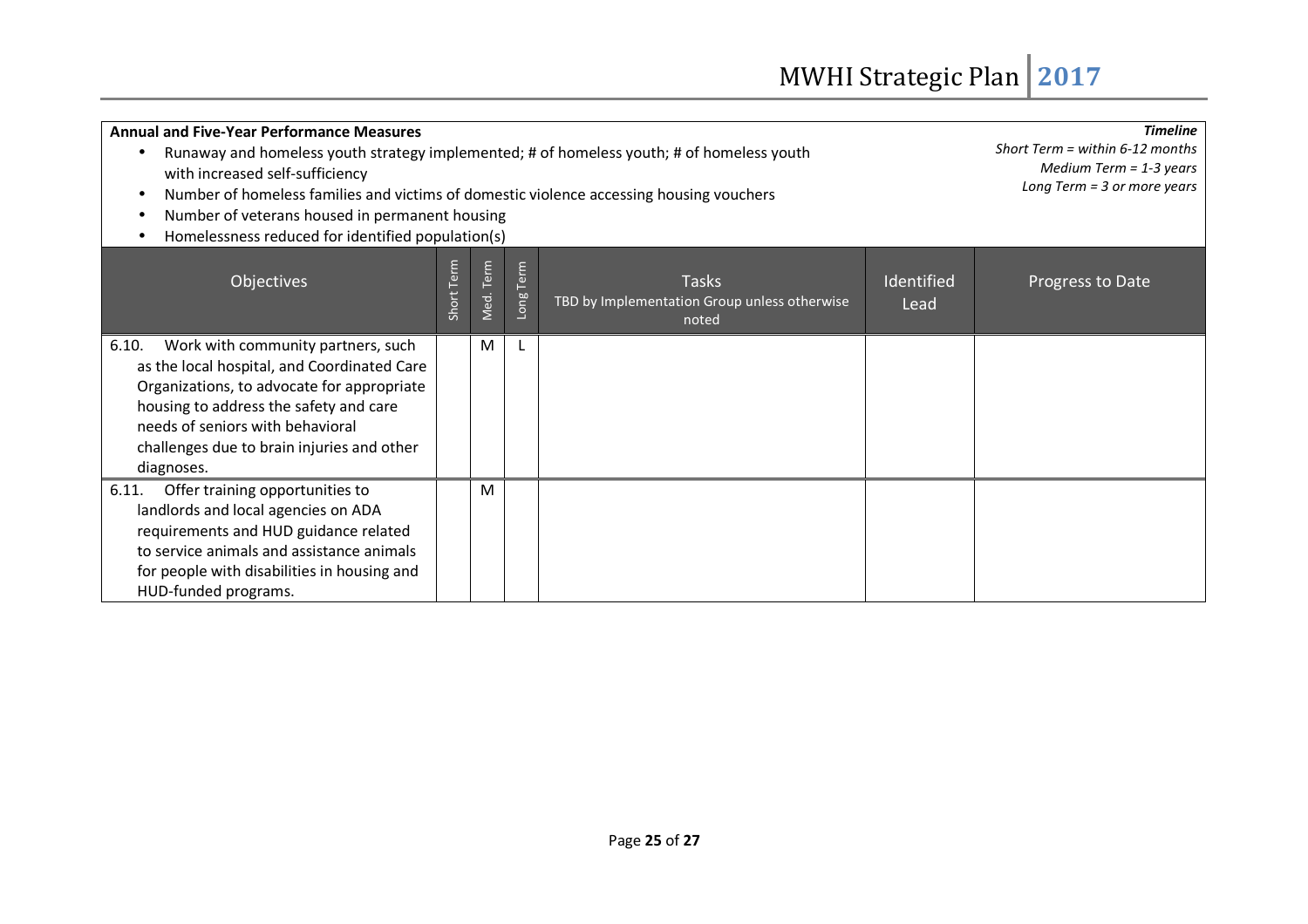**Annual and Five-Year Performance Measures**

- Runaway and homeless youth strategy implemented; # of homeless youth; # of homeless youth with increased self-sufficiency
- Number of homeless families and victims of domestic violence accessing housing vouchers
- Number of veterans housed in permanent housing
- Homelessness reduced for identified population(s)

***Timeline***
*Short Term = within 6-12 months*
*Medium Term = 1-3 years*
*Long Term = 3 or more years*

| Objectives | Short Term | Med. Term | Long Term | Tasks<br>TBD by Implementation Group unless otherwise noted | Identified Lead | Progress to Date |
|---|---|---|---|---|---|---|
| 6.10. Work with community partners, such as the local hospital, and Coordinated Care Organizations, to advocate for appropriate housing to address the safety and care needs of seniors with behavioral challenges due to brain injuries and other diagnoses. | | M | L | | | |
| 6.11. Offer training opportunities to landlords and local agencies on ADA requirements and HUD guidance related to service animals and assistance animals for people with disabilities in housing and HUD-funded programs. | | M | | | | |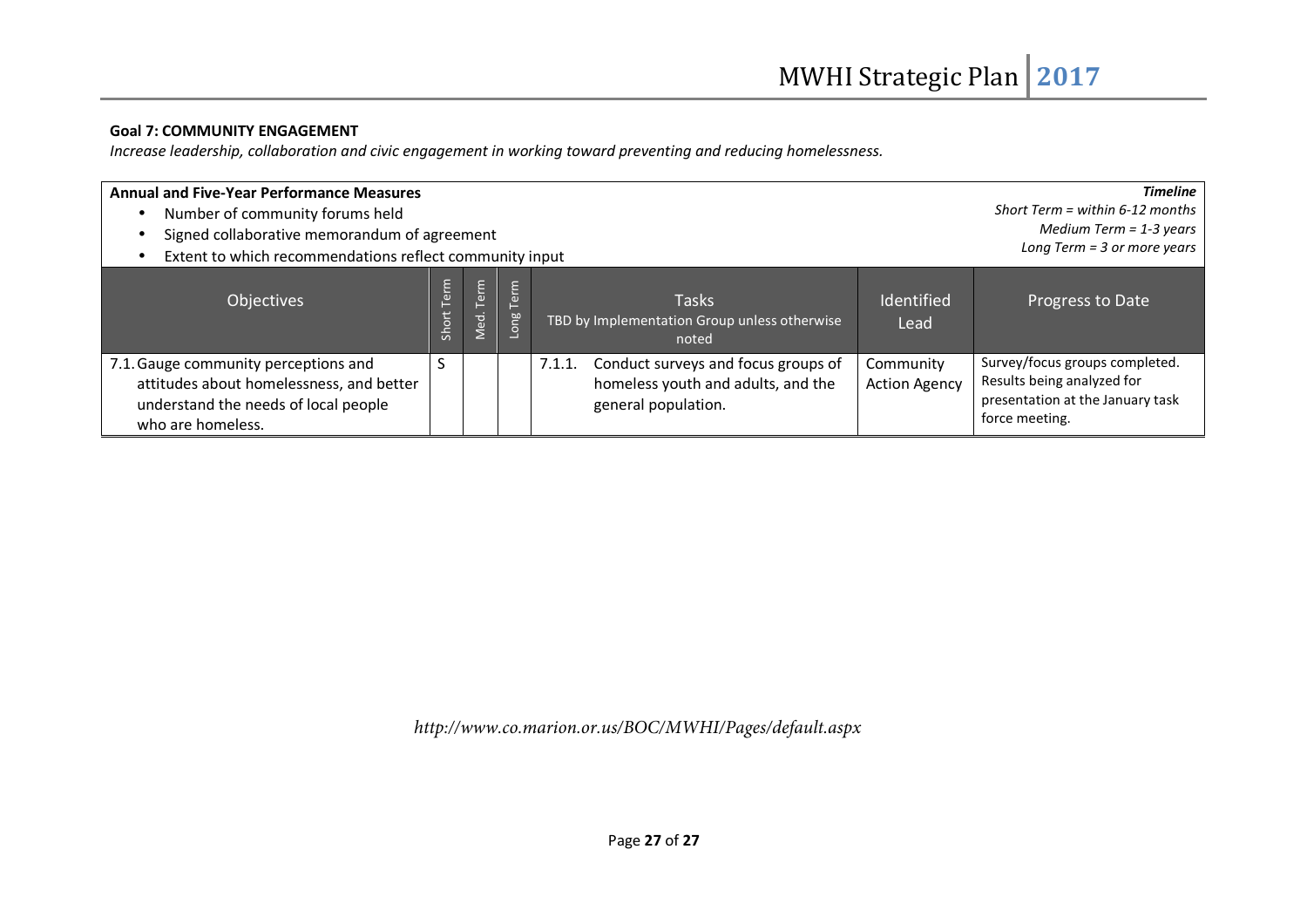**Goal 7: COMMUNITY ENGAGEMENT**

*Increase leadership, collaboration and civic engagement in working toward preventing and reducing homelessness.*

**Annual and Five-Year Performance Measures**

- Number of community forums held
- Signed collaborative memorandum of agreement
- Extent to which recommendations reflect community input

***Timeline***

*Short Term = within 6-12 months*

*Medium Term = 1-3 years*

*Long Term = 3 or more years*

| Objectives | Short Term | Med. Term | Long Term | Tasks<br>TBD by Implementation Group unless otherwise noted | Identified Lead | Progress to Date |
|---|---|---|---|---|---|---|
| 7.1. Gauge community perceptions and attitudes about homelessness, and better understand the needs of local people who are homeless. | S | | | 7.1.1. Conduct surveys and focus groups of homeless youth and adults, and the general population. | Community Action Agency | Survey/focus groups completed. Results being analyzed for presentation at the January task force meeting. |

*http://www.co.marion.or.us/BOC/MWHI/Pages/default.aspx*